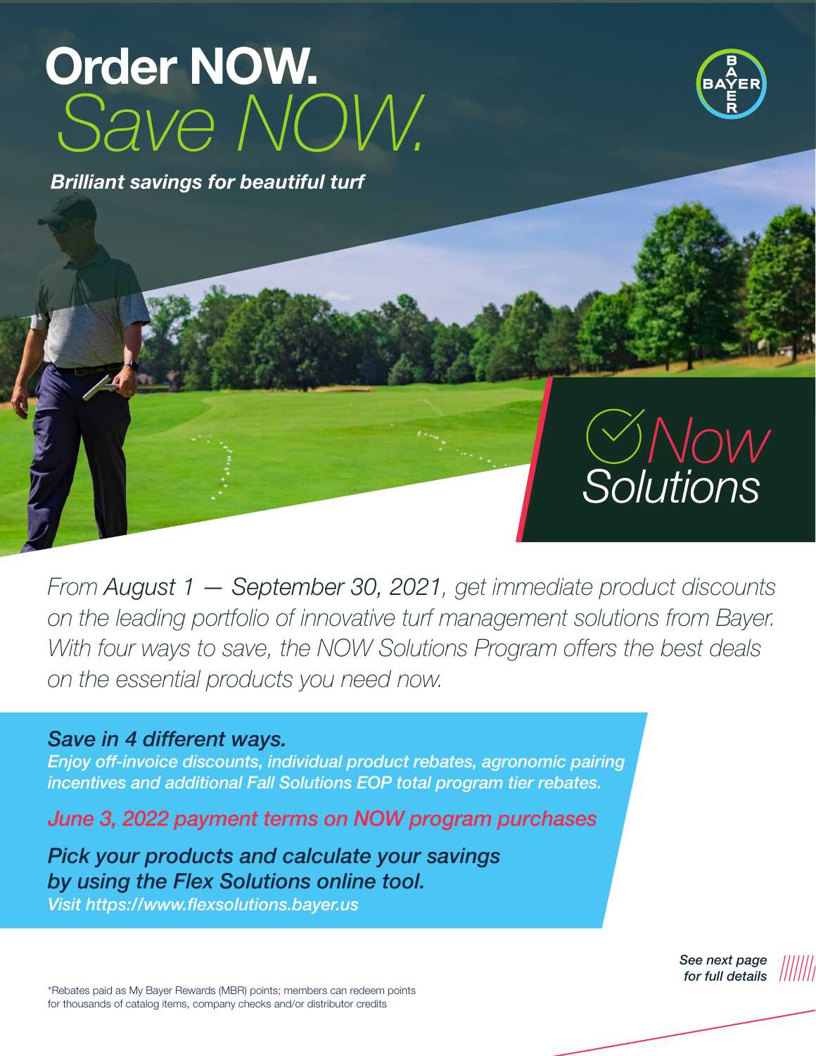# Order NOW.

# *Save NOW.*

***Brilliant savings for beautiful turf***

BAYER

*Now Solutions*

*From August 1 — September 30, 2021, get immediate product discounts on the leading portfolio of innovative turf management solutions from Bayer. With four ways to save, the NOW Solutions Program offers the best deals on the essential products you need now.*

### *Save in 4 different ways.*

***Enjoy off-invoice discounts, individual product rebates, agronomic pairing incentives and additional Fall Solutions EOP total program tier rebates.***

*June 3, 2022 payment terms on NOW program purchases*

***Pick your products and calculate your savings by using the Flex Solutions online tool.***

***Visit https://www.flexsolutions.bayer.us***

*See next page for full details*

*Rebates paid as My Bayer Rewards (MBR) points; members can redeem points for thousands of catalog items, company checks and/or distributor credits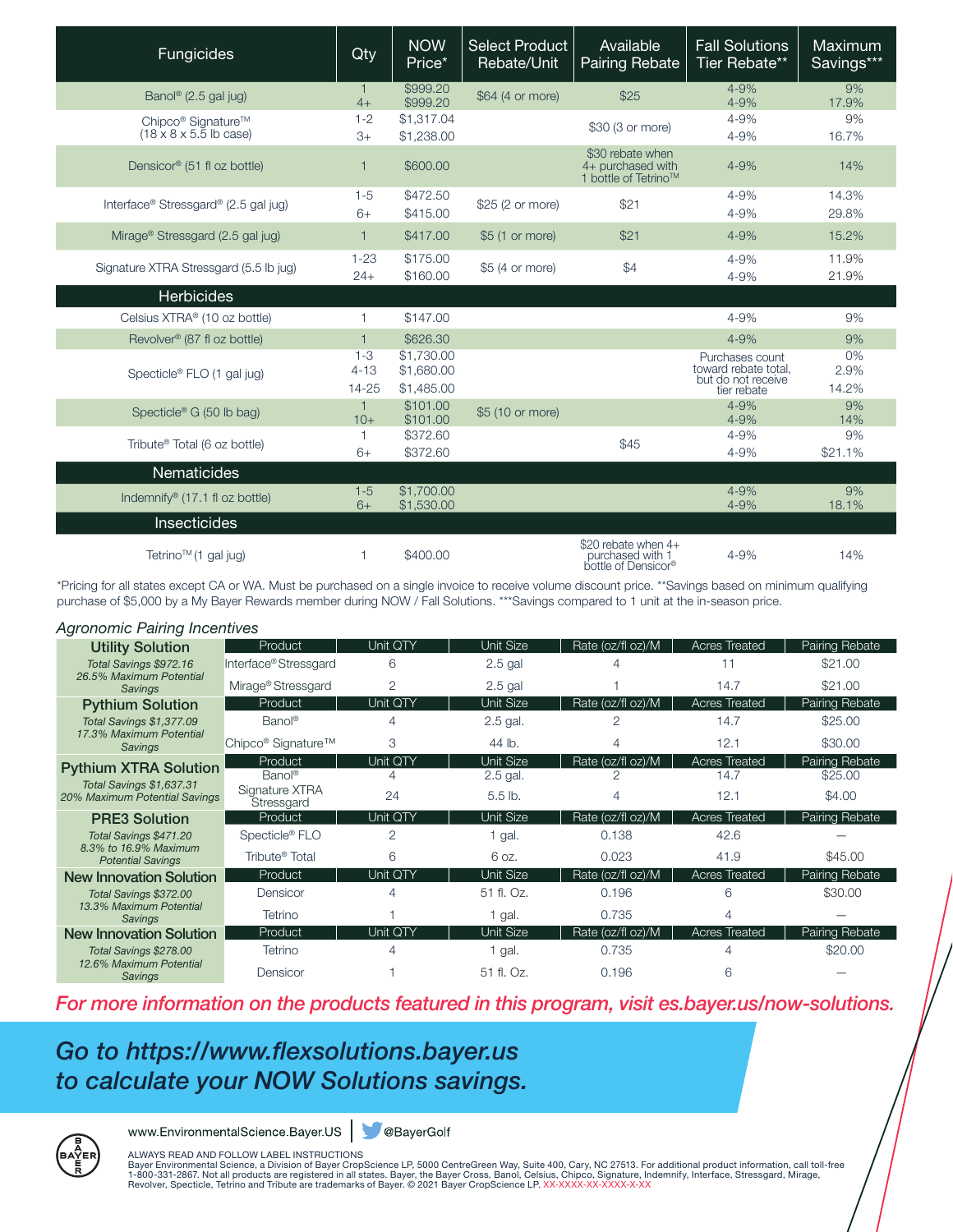| Fungicides | Qty | NOW Price* | Select Product Rebate/Unit | Available Pairing Rebate | Fall Solutions Tier Rebate** | Maximum Savings*** |
|---|---|---|---|---|---|---|
| Banol® (2.5 gal jug) | 1<br>4+ | $999.20<br>$999.20 | $64 (4 or more) | $25 | 4-9%<br>4-9% | 9%<br>17.9% |
| Chipco® Signature™ (18 x 8 x 5.5 lb case) | 1-2<br>3+ | $1,317.04<br>$1,238.00 | | $30 (3 or more) | 4-9%<br>4-9% | 9%<br>16.7% |
| Densicor® (51 fl oz bottle) | 1 | $600.00 | | $30 rebate when 4+ purchased with 1 bottle of Tetrino™ | 4-9% | 14% |
| Interface® Stressgard® (2.5 gal jug) | 1-5<br>6+ | $472.50<br>$415.00 | $25 (2 or more) | $21 | 4-9%<br>4-9% | 14.3%<br>29.8% |
| Mirage® Stressgard (2.5 gal jug) | 1 | $417.00 | $5 (1 or more) | $21 | 4-9% | 15.2% |
| Signature XTRA Stressgard (5.5 lb jug) | 1-23<br>24+ | $175.00<br>$160.00 | $5 (4 or more) | $4 | 4-9%<br>4-9% | 11.9%<br>21.9% |
| **Herbicides** | | | | | | |
| Celsius XTRA® (10 oz bottle) | 1 | $147.00 | | | 4-9% | 9% |
| Revolver® (87 fl oz bottle) | 1 | $626.30 | | | 4-9% | 9% |
| Specticle® FLO (1 gal jug) | 1-3<br>4-13<br>14-25 | $1,730.00<br>$1,680.00<br>$1,485.00 | | | Purchases count toward rebate total, but do not receive tier rebate | 0%<br>2.9%<br>14.2% |
| Specticle® G (50 lb bag) | 1<br>10+ | $101.00<br>$101.00 | $5 (10 or more) | | 4-9%<br>4-9% | 9%<br>14% |
| Tribute® Total (6 oz bottle) | 1<br>6+ | $372.60<br>$372.60 | | $45 | 4-9%<br>4-9% | 9%<br>$21.1% |
| **Nematicides** | | | | | | |
| Indemnify® (17.1 fl oz bottle) | 1-5<br>6+ | $1,700.00<br>$1,530.00 | | | 4-9%<br>4-9% | 9%<br>18.1% |
| **Insecticides** | | | | | | |
| Tetrino™ (1 gal jug) | 1 | $400.00 | | $20 rebate when 4+ purchased with 1 bottle of Densicor® | 4-9% | 14% |

*Pricing for all states except CA or WA. Must be purchased on a single invoice to receive volume discount price. **Savings based on minimum qualifying purchase of $5,000 by a My Bayer Rewards member during NOW / Fall Solutions. ***Savings compared to 1 unit at the in-season price.

*Agronomic Pairing Incentives*

| Solution | Product | Unit QTY | Unit Size | Rate (oz/fl oz)/M | Acres Treated | Pairing Rebate |
|---|---|---|---|---|---|---|
| **Utility Solution**<br>*Total Savings $972.16*<br>*26.5% Maximum Potential Savings* | Interface® Stressgard | 6 | 2.5 gal | 4 | 11 | $21.00 |
| | Mirage® Stressgard | 2 | 2.5 gal | 1 | 14.7 | $21.00 |
| **Pythium Solution**<br>*Total Savings $1,377.09*<br>*17.3% Maximum Potential Savings* | Banol® | 4 | 2.5 gal. | 2 | 14.7 | $25.00 |
| | Chipco® Signature™ | 3 | 44 lb. | 4 | 12.1 | $30.00 |
| **Pythium XTRA Solution**<br>*Total Savings $1,637.31*<br>*20% Maximum Potential Savings* | Banol® | 4 | 2.5 gal. | 2 | 14.7 | $25.00 |
| | Signature XTRA Stressgard | 24 | 5.5 lb. | 4 | 12.1 | $4.00 |
| **PRE3 Solution**<br>*Total Savings $471.20*<br>*8.3% to 16.9% Maximum Potential Savings* | Specticle® FLO | 2 | 1 gal. | 0.138 | 42.6 | — |
| | Tribute® Total | 6 | 6 oz. | 0.023 | 41.9 | $45.00 |
| **New Innovation Solution**<br>*Total Savings $372.00*<br>*13.3% Maximum Potential Savings* | Densicor | 4 | 51 fl. Oz. | 0.196 | 6 | $30.00 |
| | Tetrino | 1 | 1 gal. | 0.735 | 4 | — |
| **New Innovation Solution**<br>*Total Savings $278.00*<br>*12.6% Maximum Potential Savings* | Tetrino | 4 | 1 gal. | 0.735 | 4 | $20.00 |
| | Densicor | 1 | 51 fl. Oz. | 0.196 | 6 | — |

*For more information on the products featured in this program, visit es.bayer.us/now-solutions.*

## *Go to https://www.flexsolutions.bayer.us to calculate your NOW Solutions savings.*

www.EnvironmentalScience.Bayer.US | @BayerGolf

ALWAYS READ AND FOLLOW LABEL INSTRUCTIONS
Bayer Environmental Science, a Division of Bayer CropScience LP, 5000 CentreGreen Way, Suite 400, Cary, NC 27513. For additional product information, call toll-free 1-800-331-2867. Not all products are registered in all states. Bayer, the Bayer Cross, Banol, Celsius, Chipco, Signature, Indemnify, Interface, Stressgard, Mirage, Revolver, Specticle, Tetrino and Tribute are trademarks of Bayer. © 2021 Bayer CropScience LP. XX-XXXX-XX-XXXX-X-XX